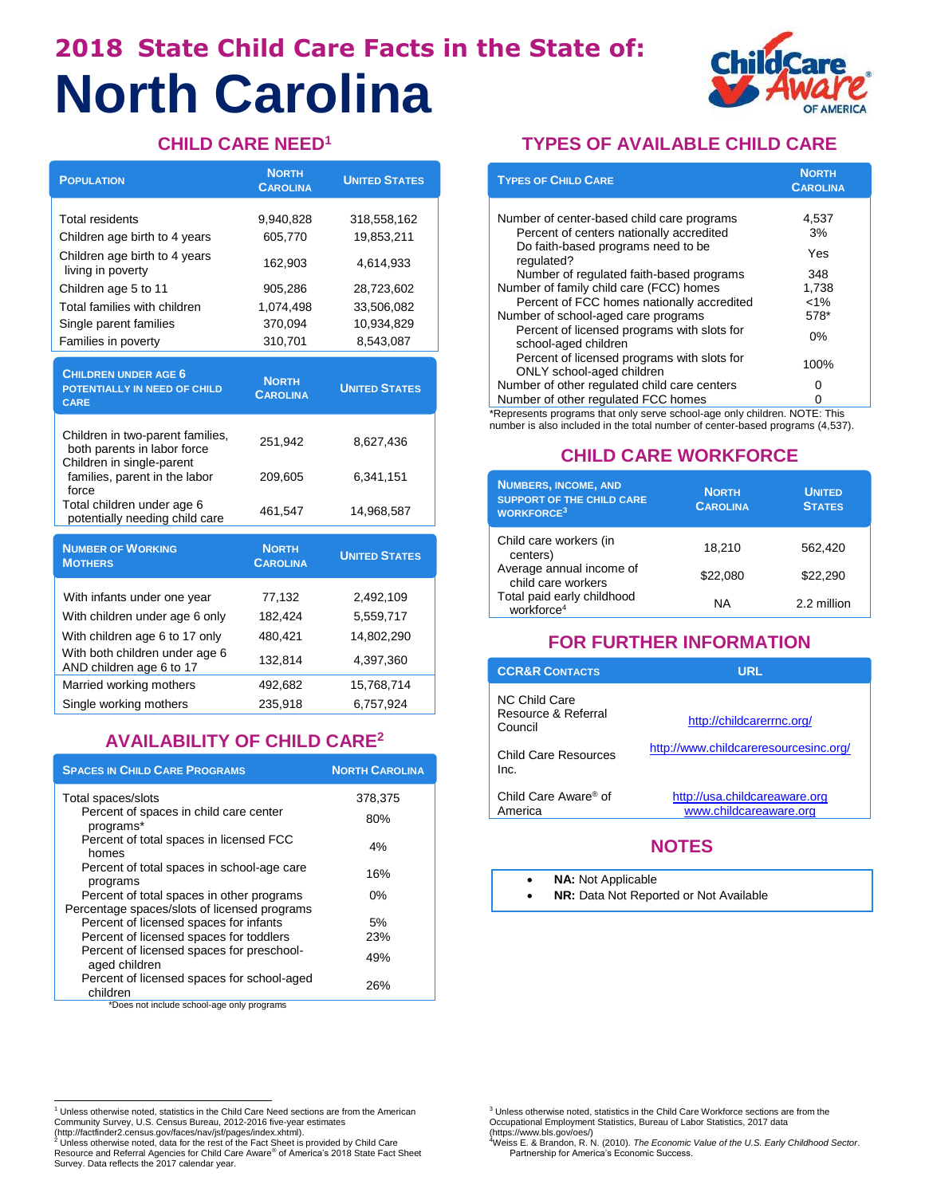# 2018 State Child Care Facts in the State of:

# North Carolina

## CHILD CARE NEED[1]

| Population | North Carolina | United States |
|---|---|---|
| Total residents | 9,940,828 | 318,558,162 |
| Children age birth to 4 years | 605,770 | 19,853,211 |
| Children age birth to 4 years living in poverty | 162,903 | 4,614,933 |
| Children age 5 to 11 | 905,286 | 28,723,602 |
| Total families with children | 1,074,498 | 33,506,082 |
| Single parent families | 370,094 | 10,934,829 |
| Families in poverty | 310,701 | 8,543,087 |

| Children under age 6 potentially in need of child care | North Carolina | United States |
|---|---|---|
| Children in two-parent families, both parents in labor force | 251,942 | 8,627,436 |
| Children in single-parent families, parent in the labor force | 209,605 | 6,341,151 |
| Total children under age 6 potentially needing child care | 461,547 | 14,968,587 |

| Number of Working Mothers | North Carolina | United States |
|---|---|---|
| With infants under one year | 77,132 | 2,492,109 |
| With children under age 6 only | 182,424 | 5,559,717 |
| With children age 6 to 17 only | 480,421 | 14,802,290 |
| With both children under age 6 AND children age 6 to 17 | 132,814 | 4,397,360 |
| Married working mothers | 492,682 | 15,768,714 |
| Single working mothers | 235,918 | 6,757,924 |

## AVAILABILITY OF CHILD CARE[2]

| Spaces in Child Care Programs | North Carolina |
|---|---|
| Total spaces/slots | 378,375 |
| Percent of spaces in child care center programs* | 80% |
| Percent of total spaces in licensed FCC homes | 4% |
| Percent of total spaces in school-age care programs | 16% |
| Percent of total spaces in other programs | 0% |
| Percentage spaces/slots of licensed programs | |
| Percent of licensed spaces for infants | 5% |
| Percent of licensed spaces for toddlers | 23% |
| Percent of licensed spaces for preschool-aged children | 49% |
| Percent of licensed spaces for school-aged children | 26% |

*Does not include school-age only programs

## TYPES OF AVAILABLE CHILD CARE

| Types of Child Care | North Carolina |
|---|---|
| Number of center-based child care programs | 4,537 |
| Percent of centers nationally accredited | 3% |
| Do faith-based programs need to be regulated? | Yes |
| Number of regulated faith-based programs | 348 |
| Number of family child care (FCC) homes | 1,738 |
| Percent of FCC homes nationally accredited | <1% |
| Number of school-aged care programs | 578* |
| Percent of licensed programs with slots for school-aged children | 0% |
| Percent of licensed programs with slots for ONLY school-aged children | 100% |
| Number of other regulated child care centers | 0 |
| Number of other regulated FCC homes | 0 |

*Represents programs that only serve school-age only children. NOTE: This number is also included in the total number of center-based programs (4,537).

## CHILD CARE WORKFORCE

| Numbers, Income, and Support of the Child Care Workforce[3] | North Carolina | United States |
|---|---|---|
| Child care workers (in centers) | 18,210 | 562,420 |
| Average annual income of child care workers | $22,080 | $22,290 |
| Total paid early childhood workforce[4] | NA | 2.2 million |

## FOR FURTHER INFORMATION

| CCR&R Contacts | URL |
|---|---|
| NC Child Care Resource & Referral Council | http://childcarerrnc.org/ |
| Child Care Resources Inc. | http://www.childcareresourcesinc.org/ |
| Child Care Aware® of America | http://usa.childcareaware.org www.childcareaware.org |

## NOTES

- **NA:** Not Applicable
- **NR:** Data Not Reported or Not Available

---

[1] Unless otherwise noted, statistics in the Child Care Need sections are from the American Community Survey, U.S. Census Bureau, 2012-2016 five-year estimates (http://factfinder2.census.gov/faces/nav/jsf/pages/index.xhtml).

[2] Unless otherwise noted, data for the rest of the Fact Sheet is provided by Child Care Resource and Referral Agencies for Child Care Aware® of America's 2018 State Fact Sheet Survey. Data reflects the 2017 calendar year.

[3] Unless otherwise noted, statistics in the Child Care Workforce sections are from the Occupational Employment Statistics, Bureau of Labor Statistics, 2017 data (https://www.bls.gov/oes/)

[4] Weiss E. & Brandon, R. N. (2010). *The Economic Value of the U.S. Early Childhood Sector*. Partnership for America's Economic Success.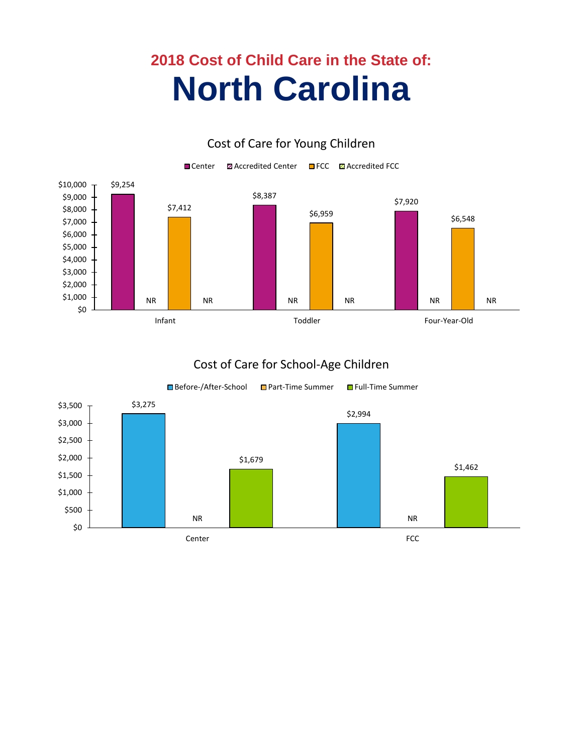## 2018 Cost of Child Care in the State of:

# North Carolina

Cost of Care for Young Children

Center
Accredited Center
FCC
Accredited FCC

$10,000
$9,000
$8,000
$7,000
$6,000
$5,000
$4,000
$3,000
$2,000
$1,000
$0

$9,254
NR
$7,412
NR
Infant

$8,387
NR
$6,959
NR
Toddler

$7,920
NR
$6,548
NR
Four-Year-Old

Cost of Care for School-Age Children

Before-/After-School
Part-Time Summer
Full-Time Summer

$3,500
$3,000
$2,500
$2,000
$1,500
$1,000
$500
$0

$3,275
NR
$1,679
Center

$2,994
NR
$1,462
FCC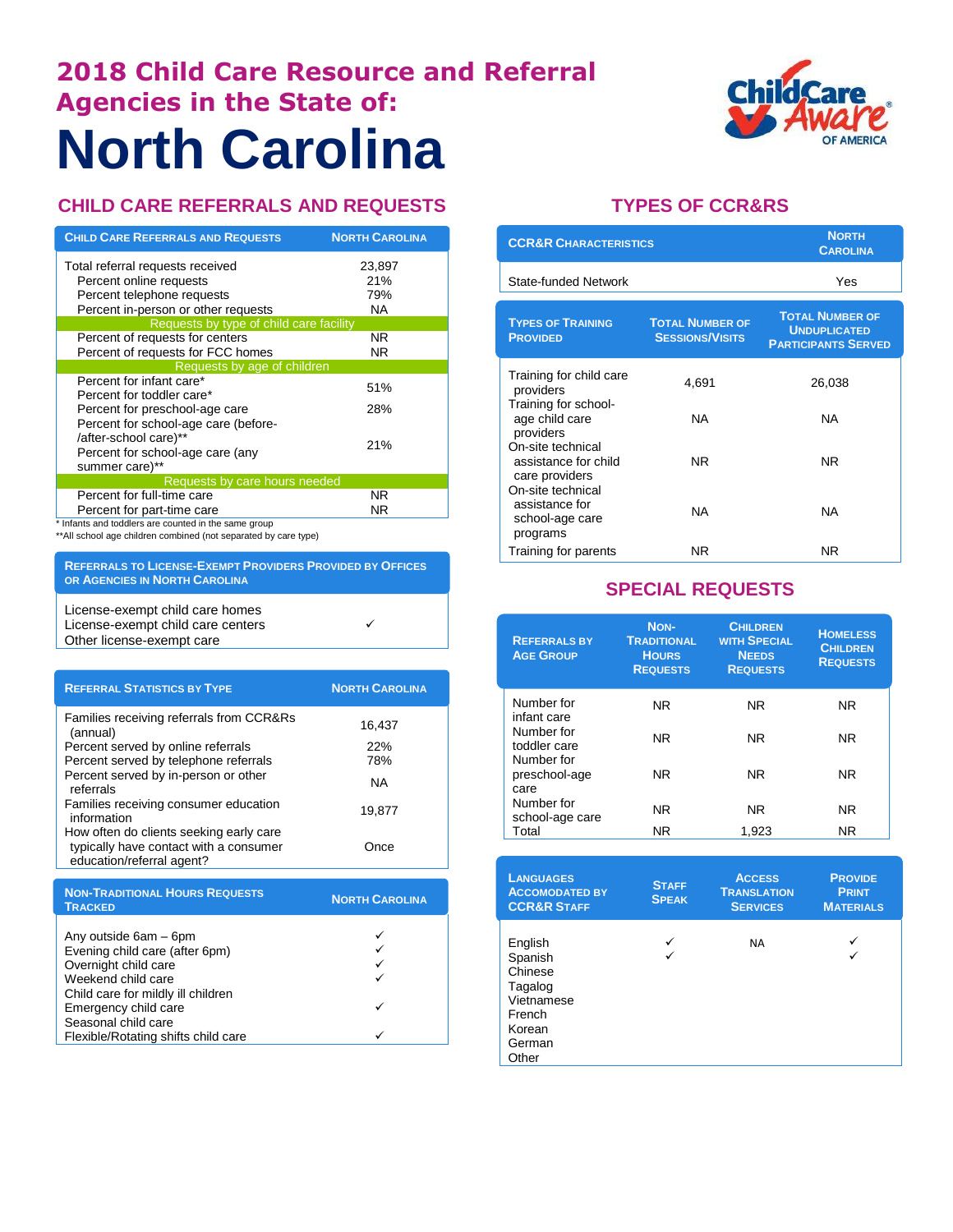# 2018 Child Care Resource and Referral Agencies in the State of:

# North Carolina

## CHILD CARE REFERRALS AND REQUESTS

| Child Care Referrals and Requests | North Carolina |
|---|---|
| Total referral requests received | 23,897 |
| Percent online requests | 21% |
| Percent telephone requests | 79% |
| Percent in-person or other requests | NA |
| **Requests by type of child care facility** | |
| Percent of requests for centers | NR |
| Percent of requests for FCC homes | NR |
| **Requests by age of children** | |
| Percent for infant care* / Percent for toddler care* | 51% |
| Percent for preschool-age care | 28% |
| Percent for school-age care (before-/after-school care)** / Percent for school-age care (any summer care)** | 21% |
| **Requests by care hours needed** | |
| Percent for full-time care | NR |
| Percent for part-time care | NR |

\* Infants and toddlers are counted in the same group

\*\*All school age children combined (not separated by care type)

| Referrals to License-Exempt Providers Provided by Offices or Agencies in North Carolina | |
|---|---|
| License-exempt child care homes | |
| License-exempt child care centers | ✓ |
| Other license-exempt care | |

| Referral Statistics by Type | North Carolina |
|---|---|
| Families receiving referrals from CCR&Rs (annual) | 16,437 |
| Percent served by online referrals | 22% |
| Percent served by telephone referrals | 78% |
| Percent served by in-person or other referrals | NA |
| Families receiving consumer education information | 19,877 |
| How often do clients seeking early care typically have contact with a consumer education/referral agent? | Once |

| Non-Traditional Hours Requests Tracked | North Carolina |
|---|---|
| Any outside 6am – 6pm | ✓ |
| Evening child care (after 6pm) | ✓ |
| Overnight child care | ✓ |
| Weekend child care | ✓ |
| Child care for mildly ill children | |
| Emergency child care | ✓ |
| Seasonal child care | |
| Flexible/Rotating shifts child care | ✓ |

## TYPES OF CCR&RS

| CCR&R Characteristics | North Carolina |
|---|---|
| State-funded Network | Yes |

| Types of Training Provided | Total Number of Sessions/Visits | Total Number of Unduplicated Participants Served |
|---|---|---|
| Training for child care providers | 4,691 | 26,038 |
| Training for school-age child care providers | NA | NA |
| On-site technical assistance for child care providers | NR | NR |
| On-site technical assistance for school-age care programs | NA | NA |
| Training for parents | NR | NR |

## SPECIAL REQUESTS

| Referrals by Age Group | Non-Traditional Hours Requests | Children with Special Needs Requests | Homeless Children Requests |
|---|---|---|---|
| Number for infant care | NR | NR | NR |
| Number for toddler care | NR | NR | NR |
| Number for preschool-age care | NR | NR | NR |
| Number for school-age care | NR | NR | NR |
| Total | NR | 1,923 | NR |

| Languages Accomodated by CCR&R Staff | Staff Speak | Access Translation Services | Provide Print Materials |
|---|---|---|---|
| English | ✓ | NA | ✓ |
| Spanish | ✓ | | ✓ |
| Chinese | | | |
| Tagalog | | | |
| Vietnamese | | | |
| French | | | |
| Korean | | | |
| German | | | |
| Other | | | |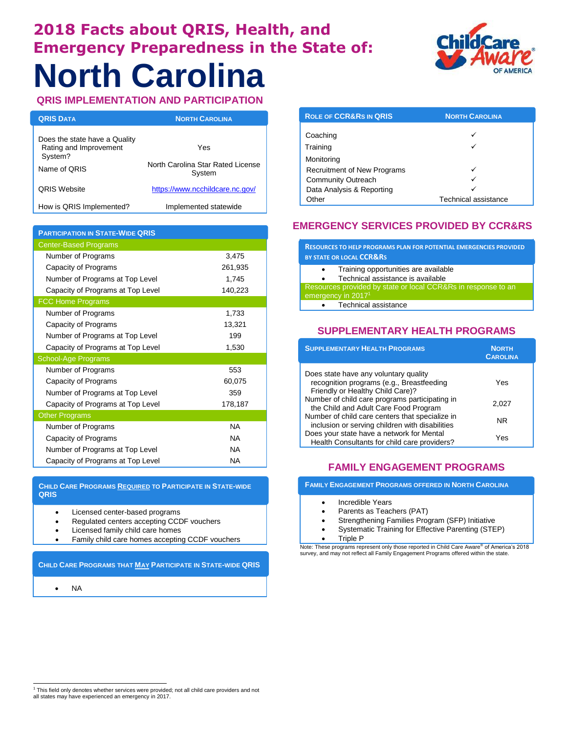# 2018 Facts about QRIS, Health, and Emergency Preparedness in the State of:

# North Carolina

## QRIS IMPLEMENTATION AND PARTICIPATION

| QRIS Data | North Carolina |
|---|---|
| Does the state have a Quality Rating and Improvement System? | Yes |
| Name of QRIS | North Carolina Star Rated License System |
| QRIS Website | https://www.ncchildcare.nc.gov/ |
| How is QRIS Implemented? | Implemented statewide |

| Participation in State-Wide QRIS | |
|---|---|
| **Center-Based Programs** | |
| Number of Programs | 3,475 |
| Capacity of Programs | 261,935 |
| Number of Programs at Top Level | 1,745 |
| Capacity of Programs at Top Level | 140,223 |
| **FCC Home Programs** | |
| Number of Programs | 1,733 |
| Capacity of Programs | 13,321 |
| Number of Programs at Top Level | 199 |
| Capacity of Programs at Top Level | 1,530 |
| **School-Age Programs** | |
| Number of Programs | 553 |
| Capacity of Programs | 60,075 |
| Number of Programs at Top Level | 359 |
| Capacity of Programs at Top Level | 178,187 |
| **Other Programs** | |
| Number of Programs | NA |
| Capacity of Programs | NA |
| Number of Programs at Top Level | NA |
| Capacity of Programs at Top Level | NA |

**Child Care Programs Required to Participate in State-wide QRIS**

- Licensed center-based programs
- Regulated centers accepting CCDF vouchers
- Licensed family child care homes
- Family child care homes accepting CCDF vouchers

**Child Care Programs that May Participate in State-wide QRIS**

- NA

| Role of CCR&Rs in QRIS | North Carolina |
|---|---|
| Coaching | ✓ |
| Training | ✓ |
| Monitoring | |
| Recruitment of New Programs | ✓ |
| Community Outreach | ✓ |
| Data Analysis & Reporting | ✓ |
| Other | Technical assistance |

## EMERGENCY SERVICES PROVIDED BY CCR&RS

**Resources to help programs plan for potential emergencies provided by state or local CCR&Rs**

- Training opportunities are available
- Technical assistance is available

**Resources provided by state or local CCR&Rs in response to an emergency in 2017[1]**

- Technical assistance

## SUPPLEMENTARY HEALTH PROGRAMS

| Supplementary Health Programs | North Carolina |
|---|---|
| Does state have any voluntary quality recognition programs (e.g., Breastfeeding Friendly or Healthy Child Care)? | Yes |
| Number of child care programs participating in the Child and Adult Care Food Program | 2,027 |
| Number of child care centers that specialize in inclusion or serving children with disabilities | NR |
| Does your state have a network for Mental Health Consultants for child care providers? | Yes |

## FAMILY ENGAGEMENT PROGRAMS

**Family Engagement Programs Offered in North Carolina**

- Incredible Years
- Parents as Teachers (PAT)
- Strengthening Families Program (SFP) Initiative
- Systematic Training for Effective Parenting (STEP)
- Triple P

Note: These programs represent only those reported in Child Care Aware® of America's 2018 survey, and may not reflect all Family Engagement Programs offered within the state.

[1] This field only denotes whether services were provided; not all child care providers and not all states may have experienced an emergency in 2017.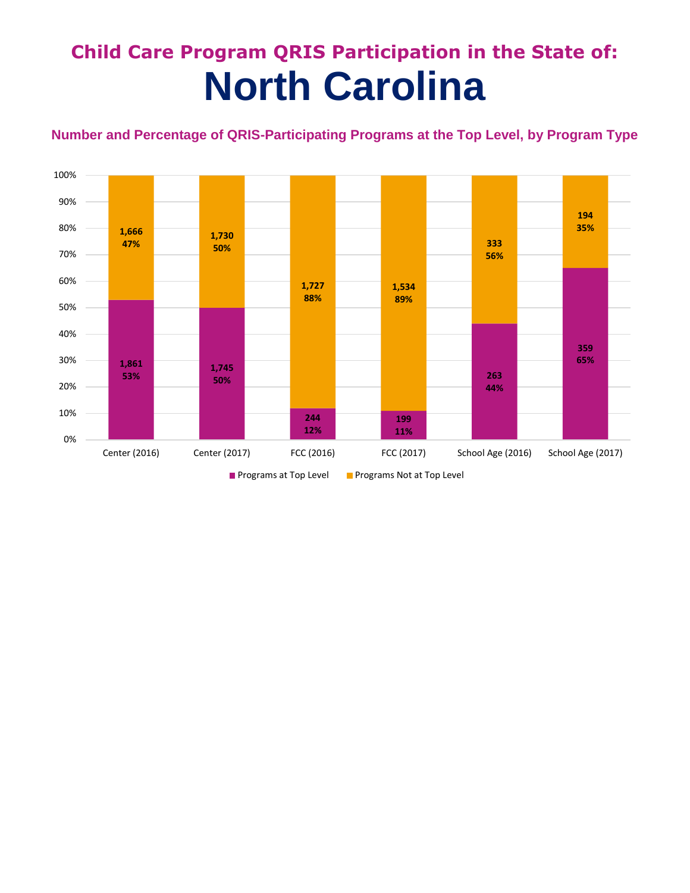# Child Care Program QRIS Participation in the State of:

# North Carolina

## Number and Percentage of QRIS-Participating Programs at the Top Level, by Program Type

100%
90%
80%
70%
60%
50%
40%
30%
20%
10%
0%

Center (2016): 1,861 53% | 1,666 47%
Center (2017): 1,745 50% | 1,730 50%
FCC (2016): 244 12% | 1,727 88%
FCC (2017): 199 11% | 1,534 89%
School Age (2016): 263 44% | 333 56%
School Age (2017): 359 65% | 194 35%

Programs at Top Level
Programs Not at Top Level